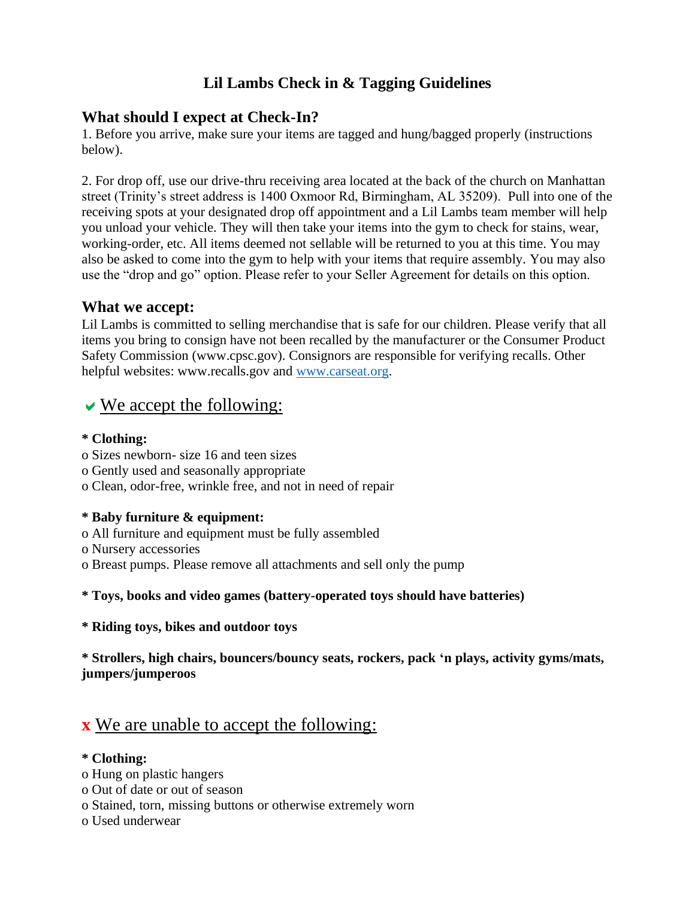# Lil Lambs Check in & Tagging Guidelines

## What should I expect at Check-In?

1. Before you arrive, make sure your items are tagged and hung/bagged properly (instructions below).

2. For drop off, use our drive-thru receiving area located at the back of the church on Manhattan street (Trinity's street address is 1400 Oxmoor Rd, Birmingham, AL 35209). Pull into one of the receiving spots at your designated drop off appointment and a Lil Lambs team member will help you unload your vehicle. They will then take your items into the gym to check for stains, wear, working-order, etc. All items deemed not sellable will be returned to you at this time. You may also be asked to come into the gym to help with your items that require assembly. You may also use the "drop and go" option. Please refer to your Seller Agreement for details on this option.

## What we accept:

Lil Lambs is committed to selling merchandise that is safe for our children. Please verify that all items you bring to consign have not been recalled by the manufacturer or the Consumer Product Safety Commission (www.cpsc.gov). Consignors are responsible for verifying recalls. Other helpful websites: www.recalls.gov and www.carseat.org.

## ✔ We accept the following:

**\* Clothing:**

- Sizes newborn- size 16 and teen sizes
- Gently used and seasonally appropriate
- Clean, odor-free, wrinkle free, and not in need of repair

**\* Baby furniture & equipment:**

- All furniture and equipment must be fully assembled
- Nursery accessories
- Breast pumps. Please remove all attachments and sell only the pump

**\* Toys, books and video games (battery-operated toys should have batteries)**

**\* Riding toys, bikes and outdoor toys**

**\* Strollers, high chairs, bouncers/bouncy seats, rockers, pack 'n plays, activity gyms/mats, jumpers/jumperoos**

## x We are unable to accept the following:

**\* Clothing:**

- Hung on plastic hangers
- Out of date or out of season
- Stained, torn, missing buttons or otherwise extremely worn
- Used underwear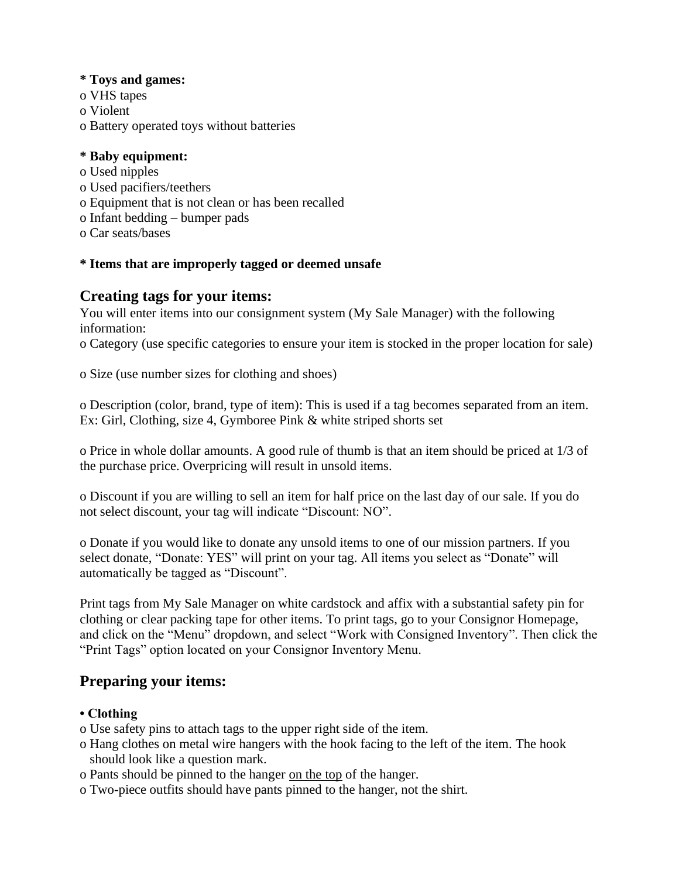**\* Toys and games:**

- o VHS tapes
- o Violent
- o Battery operated toys without batteries

**\* Baby equipment:**

- o Used nipples
- o Used pacifiers/teethers
- o Equipment that is not clean or has been recalled
- o Infant bedding – bumper pads
- o Car seats/bases

**\* Items that are improperly tagged or deemed unsafe**

## Creating tags for your items:

You will enter items into our consignment system (My Sale Manager) with the following information:

o Category (use specific categories to ensure your item is stocked in the proper location for sale)

o Size (use number sizes for clothing and shoes)

o Description (color, brand, type of item): This is used if a tag becomes separated from an item. Ex: Girl, Clothing, size 4, Gymboree Pink & white striped shorts set

o Price in whole dollar amounts. A good rule of thumb is that an item should be priced at 1/3 of the purchase price. Overpricing will result in unsold items.

o Discount if you are willing to sell an item for half price on the last day of our sale. If you do not select discount, your tag will indicate "Discount: NO".

o Donate if you would like to donate any unsold items to one of our mission partners. If you select donate, "Donate: YES" will print on your tag. All items you select as "Donate" will automatically be tagged as "Discount".

Print tags from My Sale Manager on white cardstock and affix with a substantial safety pin for clothing or clear packing tape for other items. To print tags, go to your Consignor Homepage, and click on the "Menu" dropdown, and select "Work with Consigned Inventory". Then click the "Print Tags" option located on your Consignor Inventory Menu.

## Preparing your items:

**• Clothing**

- o Use safety pins to attach tags to the upper right side of the item.
- o Hang clothes on metal wire hangers with the hook facing to the left of the item. The hook should look like a question mark.
- o Pants should be pinned to the hanger <u>on the top</u> of the hanger.
- o Two-piece outfits should have pants pinned to the hanger, not the shirt.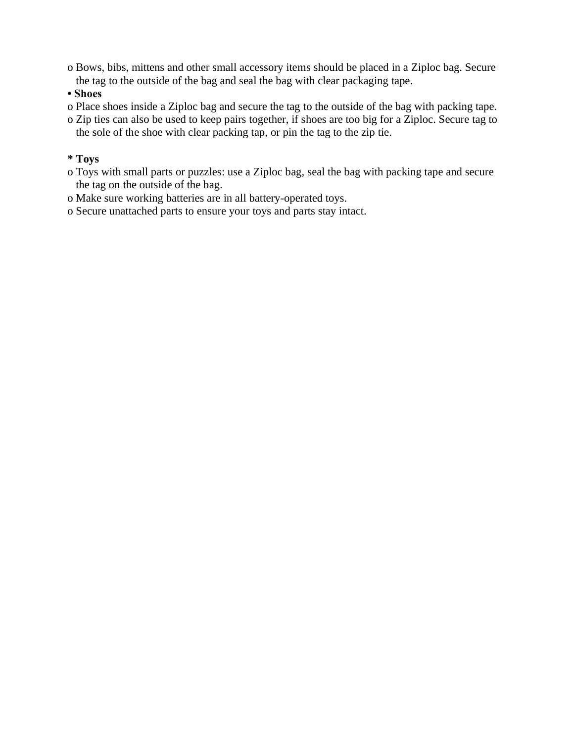o Bows, bibs, mittens and other small accessory items should be placed in a Ziploc bag. Secure the tag to the outside of the bag and seal the bag with clear packaging tape.

**• Shoes**

o Place shoes inside a Ziploc bag and secure the tag to the outside of the bag with packing tape.

o Zip ties can also be used to keep pairs together, if shoes are too big for a Ziploc. Secure tag to the sole of the shoe with clear packing tap, or pin the tag to the zip tie.

**\* Toys**

o Toys with small parts or puzzles: use a Ziploc bag, seal the bag with packing tape and secure the tag on the outside of the bag.

o Make sure working batteries are in all battery-operated toys.

o Secure unattached parts to ensure your toys and parts stay intact.